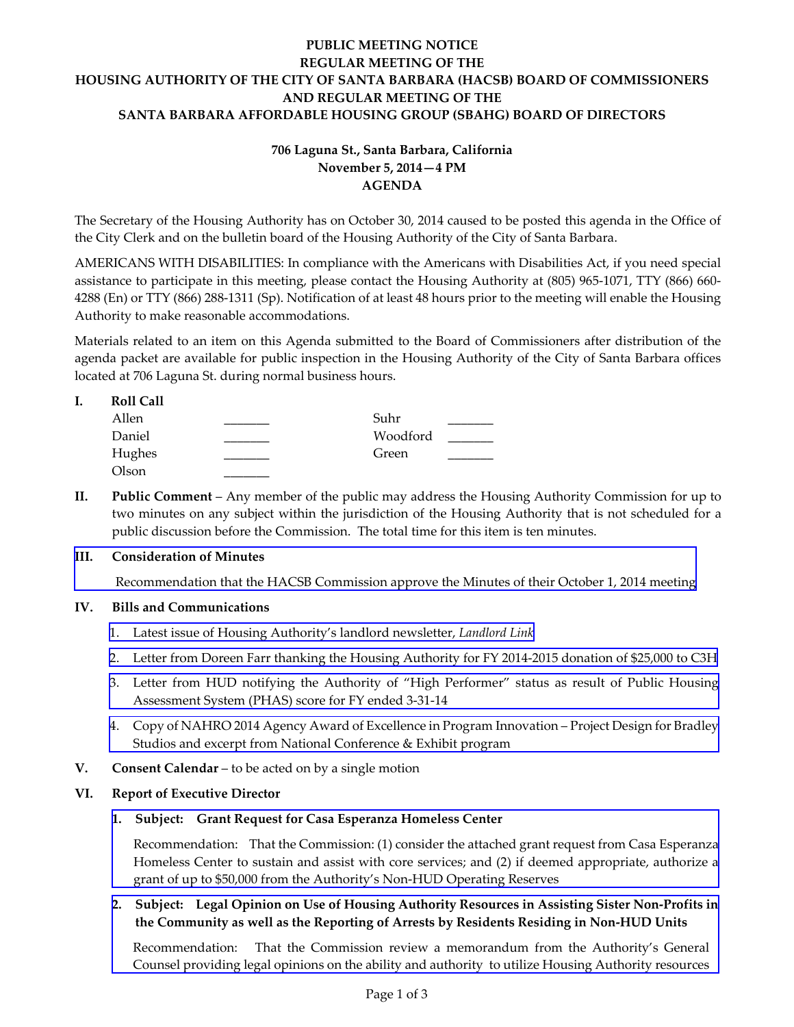**PUBLIC MEETING NOTICE**
**REGULAR MEETING OF THE**
**HOUSING AUTHORITY OF THE CITY OF SANTA BARBARA (HACSB) BOARD OF COMMISSIONERS**
**AND REGULAR MEETING OF THE**
**SANTA BARBARA AFFORDABLE HOUSING GROUP (SBAHG) BOARD OF DIRECTORS**

**706 Laguna St., Santa Barbara, California**
**November 5, 2014—4 PM**
**AGENDA**

The Secretary of the Housing Authority has on October 30, 2014 caused to be posted this agenda in the Office of the City Clerk and on the bulletin board of the Housing Authority of the City of Santa Barbara.

AMERICANS WITH DISABILITIES: In compliance with the Americans with Disabilities Act, if you need special assistance to participate in this meeting, please contact the Housing Authority at (805) 965-1071, TTY (866) 660-4288 (En) or TTY (866) 288-1311 (Sp). Notification of at least 48 hours prior to the meeting will enable the Housing Authority to make reasonable accommodations.

Materials related to an item on this Agenda submitted to the Board of Commissioners after distribution of the agenda packet are available for public inspection in the Housing Authority of the City of Santa Barbara offices located at 706 Laguna St. during normal business hours.

**I. Roll Call**

| | | | |
|---|---|---|---|
| Allen | _______ | Suhr | _______ |
| Daniel | _______ | Woodford | _______ |
| Hughes | _______ | Green | _______ |
| Olson | _______ | | |

**II. Public Comment** – Any member of the public may address the Housing Authority Commission for up to two minutes on any subject within the jurisdiction of the Housing Authority that is not scheduled for a public discussion before the Commission. The total time for this item is ten minutes.

**III. Consideration of Minutes**

Recommendation that the HACSB Commission approve the Minutes of their October 1, 2014 meeting

**IV. Bills and Communications**

1. Latest issue of Housing Authority's landlord newsletter, *Landlord Link*
2. Letter from Doreen Farr thanking the Housing Authority for FY 2014-2015 donation of $25,000 to C3H
3. Letter from HUD notifying the Authority of "High Performer" status as result of Public Housing Assessment System (PHAS) score for FY ended 3-31-14
4. Copy of NAHRO 2014 Agency Award of Excellence in Program Innovation – Project Design for Bradley Studios and excerpt from National Conference & Exhibit program

**V. Consent Calendar** – to be acted on by a single motion

**VI. Report of Executive Director**

**1. Subject: Grant Request for Casa Esperanza Homeless Center**

Recommendation: That the Commission: (1) consider the attached grant request from Casa Esperanza Homeless Center to sustain and assist with core services; and (2) if deemed appropriate, authorize a grant of up to $50,000 from the Authority's Non-HUD Operating Reserves

**2. Subject: Legal Opinion on Use of Housing Authority Resources in Assisting Sister Non-Profits in the Community as well as the Reporting of Arrests by Residents Residing in Non-HUD Units**

Recommendation: That the Commission review a memorandum from the Authority's General Counsel providing legal opinions on the ability and authority to utilize Housing Authority resources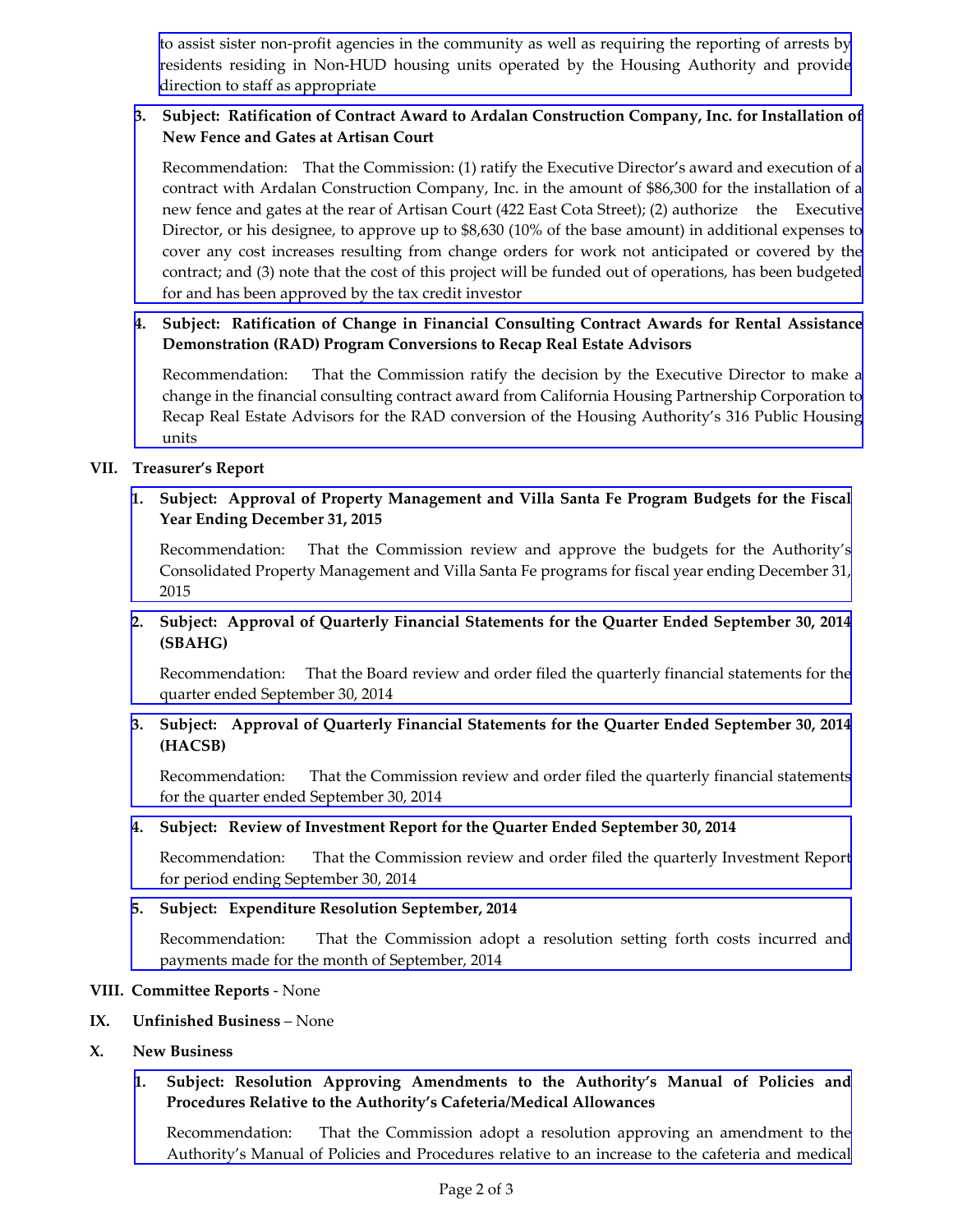to assist sister non-profit agencies in the community as well as requiring the reporting of arrests by residents residing in Non-HUD housing units operated by the Housing Authority and provide direction to staff as appropriate

3. **Subject: Ratification of Contract Award to Ardalan Construction Company, Inc. for Installation of New Fence and Gates at Artisan Court**

   Recommendation: That the Commission: (1) ratify the Executive Director's award and execution of a contract with Ardalan Construction Company, Inc. in the amount of $86,300 for the installation of a new fence and gates at the rear of Artisan Court (422 East Cota Street); (2) authorize the Executive Director, or his designee, to approve up to $8,630 (10% of the base amount) in additional expenses to cover any cost increases resulting from change orders for work not anticipated or covered by the contract; and (3) note that the cost of this project will be funded out of operations, has been budgeted for and has been approved by the tax credit investor

4. **Subject: Ratification of Change in Financial Consulting Contract Awards for Rental Assistance Demonstration (RAD) Program Conversions to Recap Real Estate Advisors**

   Recommendation: That the Commission ratify the decision by the Executive Director to make a change in the financial consulting contract award from California Housing Partnership Corporation to Recap Real Estate Advisors for the RAD conversion of the Housing Authority's 316 Public Housing units

**VII. Treasurer's Report**

1. **Subject: Approval of Property Management and Villa Santa Fe Program Budgets for the Fiscal Year Ending December 31, 2015**

   Recommendation: That the Commission review and approve the budgets for the Authority's Consolidated Property Management and Villa Santa Fe programs for fiscal year ending December 31, 2015

2. **Subject: Approval of Quarterly Financial Statements for the Quarter Ended September 30, 2014 (SBAHG)**

   Recommendation: That the Board review and order filed the quarterly financial statements for the quarter ended September 30, 2014

3. **Subject: Approval of Quarterly Financial Statements for the Quarter Ended September 30, 2014 (HACSB)**

   Recommendation: That the Commission review and order filed the quarterly financial statements for the quarter ended September 30, 2014

4. **Subject: Review of Investment Report for the Quarter Ended September 30, 2014**

   Recommendation: That the Commission review and order filed the quarterly Investment Report for period ending September 30, 2014

5. **Subject: Expenditure Resolution September, 2014**

   Recommendation: That the Commission adopt a resolution setting forth costs incurred and payments made for the month of September, 2014

**VIII. Committee Reports** - None

**IX. Unfinished Business** – None

**X. New Business**

1. **Subject: Resolution Approving Amendments to the Authority's Manual of Policies and Procedures Relative to the Authority's Cafeteria/Medical Allowances**

   Recommendation: That the Commission adopt a resolution approving an amendment to the Authority's Manual of Policies and Procedures relative to an increase to the cafeteria and medical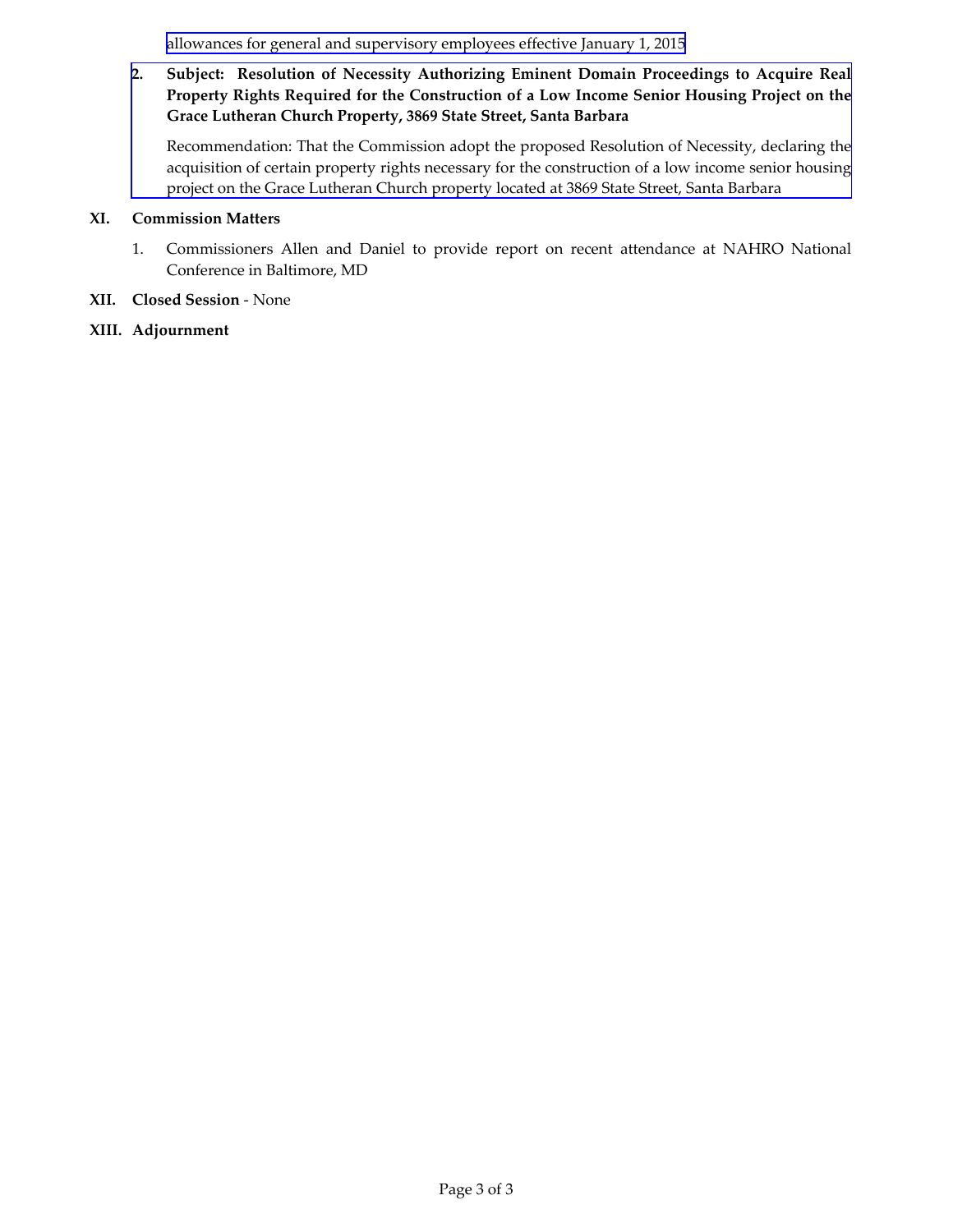allowances for general and supervisory employees effective January 1, 2015

2. **Subject: Resolution of Necessity Authorizing Eminent Domain Proceedings to Acquire Real Property Rights Required for the Construction of a Low Income Senior Housing Project on the Grace Lutheran Church Property, 3869 State Street, Santa Barbara**

   Recommendation: That the Commission adopt the proposed Resolution of Necessity, declaring the acquisition of certain property rights necessary for the construction of a low income senior housing project on the Grace Lutheran Church property located at 3869 State Street, Santa Barbara

**XI. Commission Matters**

1. Commissioners Allen and Daniel to provide report on recent attendance at NAHRO National Conference in Baltimore, MD

**XII. Closed Session** - None

**XIII. Adjournment**